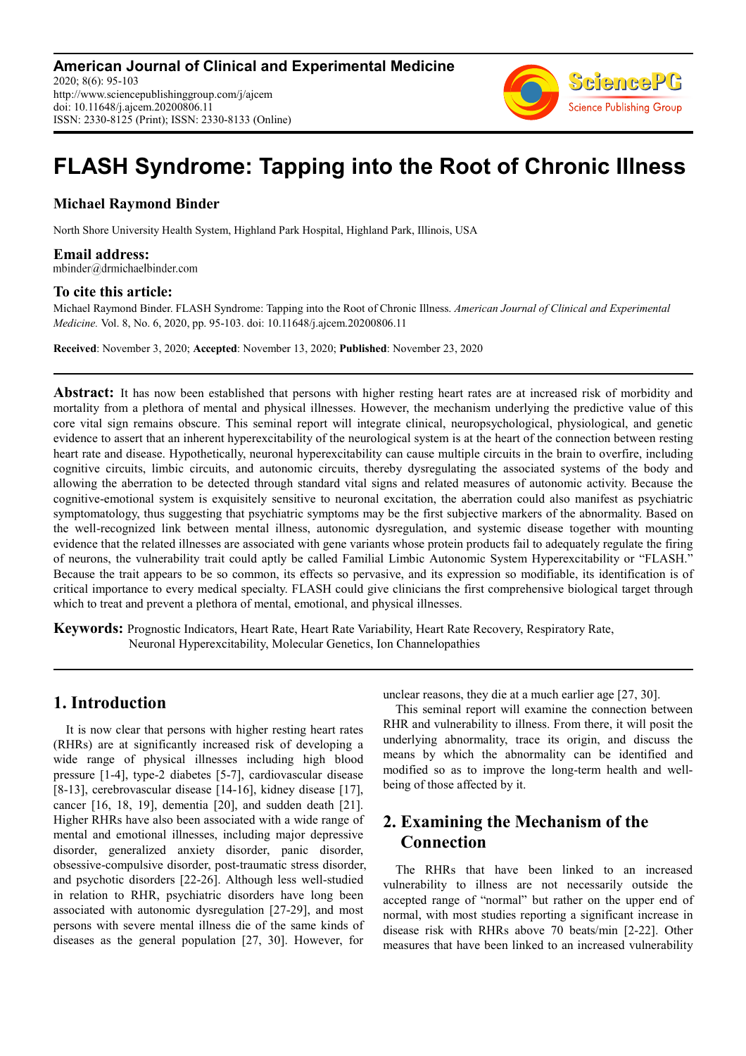**American Journal of Clinical and Experimental Medicine**
2020; 8(6): 95-103
http://www.sciencepublishinggroup.com/j/ajcem
doi: 10.11648/j.ajcem.20200806.11
ISSN: 2330-8125 (Print); ISSN: 2330-8133 (Online)

# FLASH Syndrome: Tapping into the Root of Chronic Illness

**Michael Raymond Binder**

North Shore University Health System, Highland Park Hospital, Highland Park, Illinois, USA

### Email address:

mbinder@drmichaelbinder.com

### To cite this article:

Michael Raymond Binder. FLASH Syndrome: Tapping into the Root of Chronic Illness. *American Journal of Clinical and Experimental Medicine.* Vol. 8, No. 6, 2020, pp. 95-103. doi: 10.11648/j.ajcem.20200806.11

**Received**: November 3, 2020; **Accepted**: November 13, 2020; **Published**: November 23, 2020

---

**Abstract:** It has now been established that persons with higher resting heart rates are at increased risk of morbidity and mortality from a plethora of mental and physical illnesses. However, the mechanism underlying the predictive value of this core vital sign remains obscure. This seminal report will integrate clinical, neuropsychological, physiological, and genetic evidence to assert that an inherent hyperexcitability of the neurological system is at the heart of the connection between resting heart rate and disease. Hypothetically, neuronal hyperexcitability can cause multiple circuits in the brain to overfire, including cognitive circuits, limbic circuits, and autonomic circuits, thereby dysregulating the associated systems of the body and allowing the aberration to be detected through standard vital signs and related measures of autonomic activity. Because the cognitive-emotional system is exquisitely sensitive to neuronal excitation, the aberration could also manifest as psychiatric symptomatology, thus suggesting that psychiatric symptoms may be the first subjective markers of the abnormality. Based on the well-recognized link between mental illness, autonomic dysregulation, and systemic disease together with mounting evidence that the related illnesses are associated with gene variants whose protein products fail to adequately regulate the firing of neurons, the vulnerability trait could aptly be called Familial Limbic Autonomic System Hyperexcitability or "FLASH." Because the trait appears to be so common, its effects so pervasive, and its expression so modifiable, its identification is of critical importance to every medical specialty. FLASH could give clinicians the first comprehensive biological target through which to treat and prevent a plethora of mental, emotional, and physical illnesses.

**Keywords:** Prognostic Indicators, Heart Rate, Heart Rate Variability, Heart Rate Recovery, Respiratory Rate, Neuronal Hyperexcitability, Molecular Genetics, Ion Channelopathies

---

## 1. Introduction

It is now clear that persons with higher resting heart rates (RHRs) are at significantly increased risk of developing a wide range of physical illnesses including high blood pressure [1-4], type-2 diabetes [5-7], cardiovascular disease [8-13], cerebrovascular disease [14-16], kidney disease [17], cancer [16, 18, 19], dementia [20], and sudden death [21]. Higher RHRs have also been associated with a wide range of mental and emotional illnesses, including major depressive disorder, generalized anxiety disorder, panic disorder, obsessive-compulsive disorder, post-traumatic stress disorder, and psychotic disorders [22-26]. Although less well-studied in relation to RHR, psychiatric disorders have long been associated with autonomic dysregulation [27-29], and most persons with severe mental illness die of the same kinds of diseases as the general population [27, 30]. However, for unclear reasons, they die at a much earlier age [27, 30].

This seminal report will examine the connection between RHR and vulnerability to illness. From there, it will posit the underlying abnormality, trace its origin, and discuss the means by which the abnormality can be identified and modified so as to improve the long-term health and well-being of those affected by it.

## 2. Examining the Mechanism of the Connection

The RHRs that have been linked to an increased vulnerability to illness are not necessarily outside the accepted range of "normal" but rather on the upper end of normal, with most studies reporting a significant increase in disease risk with RHRs above 70 beats/min [2-22]. Other measures that have been linked to an increased vulnerability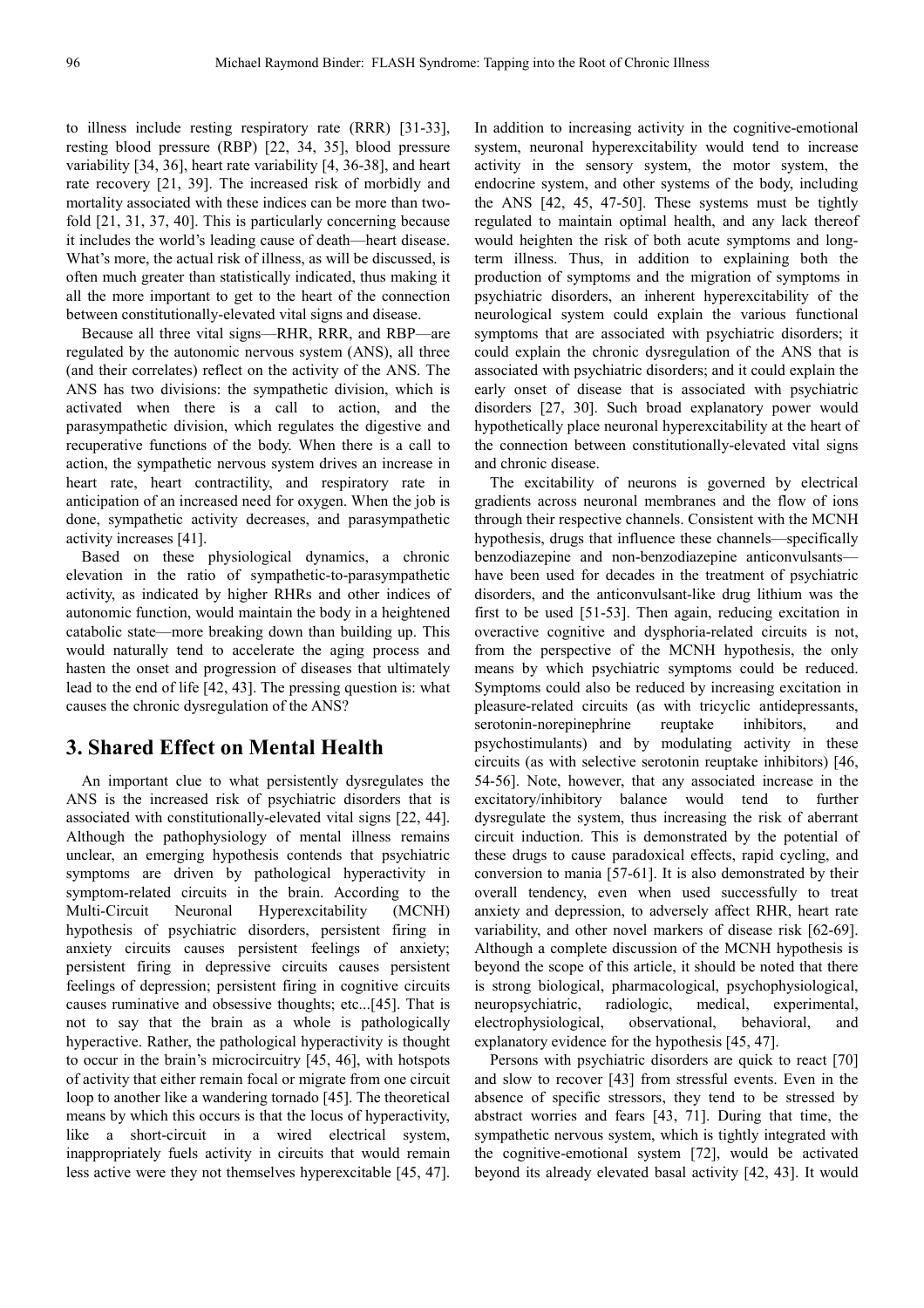to illness include resting respiratory rate (RRR) [31-33], resting blood pressure (RBP) [22, 34, 35], blood pressure variability [34, 36], heart rate variability [4, 36-38], and heart rate recovery [21, 39]. The increased risk of morbidly and mortality associated with these indices can be more than two-fold [21, 31, 37, 40]. This is particularly concerning because it includes the world's leading cause of death—heart disease. What's more, the actual risk of illness, as will be discussed, is often much greater than statistically indicated, thus making it all the more important to get to the heart of the connection between constitutionally-elevated vital signs and disease.

Because all three vital signs—RHR, RRR, and RBP—are regulated by the autonomic nervous system (ANS), all three (and their correlates) reflect on the activity of the ANS. The ANS has two divisions: the sympathetic division, which is activated when there is a call to action, and the parasympathetic division, which regulates the digestive and recuperative functions of the body. When there is a call to action, the sympathetic nervous system drives an increase in heart rate, heart contractility, and respiratory rate in anticipation of an increased need for oxygen. When the job is done, sympathetic activity decreases, and parasympathetic activity increases [41].

Based on these physiological dynamics, a chronic elevation in the ratio of sympathetic-to-parasympathetic activity, as indicated by higher RHRs and other indices of autonomic function, would maintain the body in a heightened catabolic state—more breaking down than building up. This would naturally tend to accelerate the aging process and hasten the onset and progression of diseases that ultimately lead to the end of life [42, 43]. The pressing question is: what causes the chronic dysregulation of the ANS?

## 3. Shared Effect on Mental Health

An important clue to what persistently dysregulates the ANS is the increased risk of psychiatric disorders that is associated with constitutionally-elevated vital signs [22, 44]. Although the pathophysiology of mental illness remains unclear, an emerging hypothesis contends that psychiatric symptoms are driven by pathological hyperactivity in symptom-related circuits in the brain. According to the Multi-Circuit Neuronal Hyperexcitability (MCNH) hypothesis of psychiatric disorders, persistent firing in anxiety circuits causes persistent feelings of anxiety; persistent firing in depressive circuits causes persistent feelings of depression; persistent firing in cognitive circuits causes ruminative and obsessive thoughts; etc...[45]. That is not to say that the brain as a whole is pathologically hyperactive. Rather, the pathological hyperactivity is thought to occur in the brain's microcircuitry [45, 46], with hotspots of activity that either remain focal or migrate from one circuit loop to another like a wandering tornado [45]. The theoretical means by which this occurs is that the locus of hyperactivity, like a short-circuit in a wired electrical system, inappropriately fuels activity in circuits that would remain less active were they not themselves hyperexcitable [45, 47]. In addition to increasing activity in the cognitive-emotional system, neuronal hyperexcitability would tend to increase activity in the sensory system, the motor system, the endocrine system, and other systems of the body, including the ANS [42, 45, 47-50]. These systems must be tightly regulated to maintain optimal health, and any lack thereof would heighten the risk of both acute symptoms and long-term illness. Thus, in addition to explaining both the production of symptoms and the migration of symptoms in psychiatric disorders, an inherent hyperexcitability of the neurological system could explain the various functional symptoms that are associated with psychiatric disorders; it could explain the chronic dysregulation of the ANS that is associated with psychiatric disorders; and it could explain the early onset of disease that is associated with psychiatric disorders [27, 30]. Such broad explanatory power would hypothetically place neuronal hyperexcitability at the heart of the connection between constitutionally-elevated vital signs and chronic disease.

The excitability of neurons is governed by electrical gradients across neuronal membranes and the flow of ions through their respective channels. Consistent with the MCNH hypothesis, drugs that influence these channels—specifically benzodiazepine and non-benzodiazepine anticonvulsants—have been used for decades in the treatment of psychiatric disorders, and the anticonvulsant-like drug lithium was the first to be used [51-53]. Then again, reducing excitation in overactive cognitive and dysphoria-related circuits is not, from the perspective of the MCNH hypothesis, the only means by which psychiatric symptoms could be reduced. Symptoms could also be reduced by increasing excitation in pleasure-related circuits (as with tricyclic antidepressants, serotonin-norepinephrine reuptake inhibitors, and psychostimulants) and by modulating activity in these circuits (as with selective serotonin reuptake inhibitors) [46, 54-56]. Note, however, that any associated increase in the excitatory/inhibitory balance would tend to further dysregulate the system, thus increasing the risk of aberrant circuit induction. This is demonstrated by the potential of these drugs to cause paradoxical effects, rapid cycling, and conversion to mania [57-61]. It is also demonstrated by their overall tendency, even when used successfully to treat anxiety and depression, to adversely affect RHR, heart rate variability, and other novel markers of disease risk [62-69]. Although a complete discussion of the MCNH hypothesis is beyond the scope of this article, it should be noted that there is strong biological, pharmacological, psychophysiological, neuropsychiatric, radiologic, medical, experimental, electrophysiological, observational, behavioral, and explanatory evidence for the hypothesis [45, 47].

Persons with psychiatric disorders are quick to react [70] and slow to recover [43] from stressful events. Even in the absence of specific stressors, they tend to be stressed by abstract worries and fears [43, 71]. During that time, the sympathetic nervous system, which is tightly integrated with the cognitive-emotional system [72], would be activated beyond its already elevated basal activity [42, 43]. It would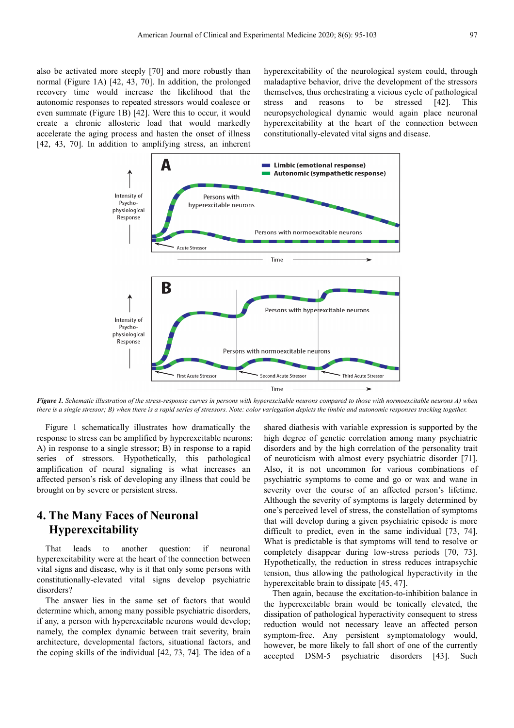also be activated more steeply [70] and more robustly than normal (Figure 1A) [42, 43, 70]. In addition, the prolonged recovery time would increase the likelihood that the autonomic responses to repeated stressors would coalesce or even summate (Figure 1B) [42]. Were this to occur, it would create a chronic allosteric load that would markedly accelerate the aging process and hasten the onset of illness [42, 43, 70]. In addition to amplifying stress, an inherent hyperexcitability of the neurological system could, through maladaptive behavior, drive the development of the stressors themselves, thus orchestrating a vicious cycle of pathological stress and reasons to be stressed [42]. This neuropsychological dynamic would again place neuronal hyperexcitability at the heart of the connection between constitutionally-elevated vital signs and disease.

***Figure 1.*** *Schematic illustration of the stress-response curves in persons with hyperexcitable neurons compared to those with normoexcitable neurons A) when there is a single stressor; B) when there is a rapid series of stressors. Note: color variegation depicts the limbic and autonomic responses tracking together.*

Figure 1 schematically illustrates how dramatically the response to stress can be amplified by hyperexcitable neurons: A) in response to a single stressor; B) in response to a rapid series of stressors. Hypothetically, this pathological amplification of neural signaling is what increases an affected person's risk of developing any illness that could be brought on by severe or persistent stress.

## 4. The Many Faces of Neuronal Hyperexcitability

That leads to another question: if neuronal hyperexcitability were at the heart of the connection between vital signs and disease, why is it that only some persons with constitutionally-elevated vital signs develop psychiatric disorders?

The answer lies in the same set of factors that would determine which, among many possible psychiatric disorders, if any, a person with hyperexcitable neurons would develop; namely, the complex dynamic between trait severity, brain architecture, developmental factors, situational factors, and the coping skills of the individual [42, 73, 74]. The idea of a shared diathesis with variable expression is supported by the high degree of genetic correlation among many psychiatric disorders and by the high correlation of the personality trait of neuroticism with almost every psychiatric disorder [71]. Also, it is not uncommon for various combinations of psychiatric symptoms to come and go or wax and wane in severity over the course of an affected person's lifetime. Although the severity of symptoms is largely determined by one's perceived level of stress, the constellation of symptoms that will develop during a given psychiatric episode is more difficult to predict, even in the same individual [73, 74]. What is predictable is that symptoms will tend to resolve or completely disappear during low-stress periods [70, 73]. Hypothetically, the reduction in stress reduces intrapsychic tension, thus allowing the pathological hyperactivity in the hyperexcitable brain to dissipate [45, 47].

Then again, because the excitation-to-inhibition balance in the hyperexcitable brain would be tonically elevated, the dissipation of pathological hyperactivity consequent to stress reduction would not necessary leave an affected person symptom-free. Any persistent symptomatology would, however, be more likely to fall short of one of the currently accepted DSM-5 psychiatric disorders [43]. Such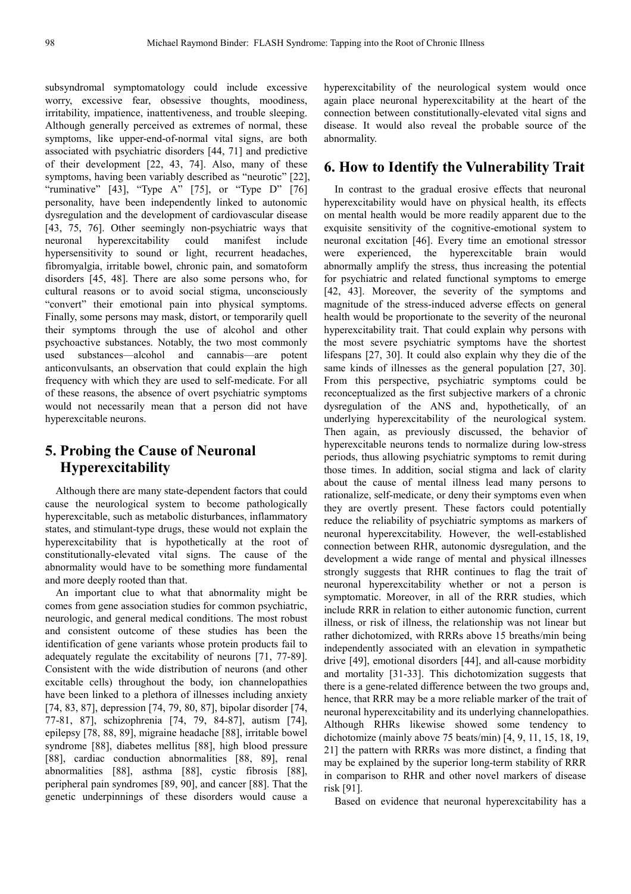subsyndromal symptomatology could include excessive worry, excessive fear, obsessive thoughts, moodiness, irritability, impatience, inattentiveness, and trouble sleeping. Although generally perceived as extremes of normal, these symptoms, like upper-end-of-normal vital signs, are both associated with psychiatric disorders [44, 71] and predictive of their development [22, 43, 74]. Also, many of these symptoms, having been variably described as "neurotic" [22], "ruminative" [43], "Type A" [75], or "Type D" [76] personality, have been independently linked to autonomic dysregulation and the development of cardiovascular disease [43, 75, 76]. Other seemingly non-psychiatric ways that neuronal hyperexcitability could manifest include hypersensitivity to sound or light, recurrent headaches, fibromyalgia, irritable bowel, chronic pain, and somatoform disorders [45, 48]. There are also some persons who, for cultural reasons or to avoid social stigma, unconsciously "convert" their emotional pain into physical symptoms. Finally, some persons may mask, distort, or temporarily quell their symptoms through the use of alcohol and other psychoactive substances. Notably, the two most commonly used substances—alcohol and cannabis—are potent anticonvulsants, an observation that could explain the high frequency with which they are used to self-medicate. For all of these reasons, the absence of overt psychiatric symptoms would not necessarily mean that a person did not have hyperexcitable neurons.

## 5. Probing the Cause of Neuronal Hyperexcitability

Although there are many state-dependent factors that could cause the neurological system to become pathologically hyperexcitable, such as metabolic disturbances, inflammatory states, and stimulant-type drugs, these would not explain the hyperexcitability that is hypothetically at the root of constitutionally-elevated vital signs. The cause of the abnormality would have to be something more fundamental and more deeply rooted than that.

An important clue to what that abnormality might be comes from gene association studies for common psychiatric, neurologic, and general medical conditions. The most robust and consistent outcome of these studies has been the identification of gene variants whose protein products fail to adequately regulate the excitability of neurons [71, 77-89]. Consistent with the wide distribution of neurons (and other excitable cells) throughout the body, ion channelopathies have been linked to a plethora of illnesses including anxiety [74, 83, 87], depression [74, 79, 80, 87], bipolar disorder [74, 77-81, 87], schizophrenia [74, 79, 84-87], autism [74], epilepsy [78, 88, 89], migraine headache [88], irritable bowel syndrome [88], diabetes mellitus [88], high blood pressure [88], cardiac conduction abnormalities [88, 89], renal abnormalities [88], asthma [88], cystic fibrosis [88], peripheral pain syndromes [89, 90], and cancer [88]. That the genetic underpinnings of these disorders would cause a hyperexcitability of the neurological system would once again place neuronal hyperexcitability at the heart of the connection between constitutionally-elevated vital signs and disease. It would also reveal the probable source of the abnormality.

## 6. How to Identify the Vulnerability Trait

In contrast to the gradual erosive effects that neuronal hyperexcitability would have on physical health, its effects on mental health would be more readily apparent due to the exquisite sensitivity of the cognitive-emotional system to neuronal excitation [46]. Every time an emotional stressor were experienced, the hyperexcitable brain would abnormally amplify the stress, thus increasing the potential for psychiatric and related functional symptoms to emerge [42, 43]. Moreover, the severity of the symptoms and magnitude of the stress-induced adverse effects on general health would be proportionate to the severity of the neuronal hyperexcitability trait. That could explain why persons with the most severe psychiatric symptoms have the shortest lifespans [27, 30]. It could also explain why they die of the same kinds of illnesses as the general population [27, 30]. From this perspective, psychiatric symptoms could be reconceptualized as the first subjective markers of a chronic dysregulation of the ANS and, hypothetically, of an underlying hyperexcitability of the neurological system. Then again, as previously discussed, the behavior of hyperexcitable neurons tends to normalize during low-stress periods, thus allowing psychiatric symptoms to remit during those times. In addition, social stigma and lack of clarity about the cause of mental illness lead many persons to rationalize, self-medicate, or deny their symptoms even when they are overtly present. These factors could potentially reduce the reliability of psychiatric symptoms as markers of neuronal hyperexcitability. However, the well-established connection between RHR, autonomic dysregulation, and the development a wide range of mental and physical illnesses strongly suggests that RHR continues to flag the trait of neuronal hyperexcitability whether or not a person is symptomatic. Moreover, in all of the RRR studies, which include RRR in relation to either autonomic function, current illness, or risk of illness, the relationship was not linear but rather dichotomized, with RRRs above 15 breaths/min being independently associated with an elevation in sympathetic drive [49], emotional disorders [44], and all-cause morbidity and mortality [31-33]. This dichotomization suggests that there is a gene-related difference between the two groups and, hence, that RRR may be a more reliable marker of the trait of neuronal hyperexcitability and its underlying channelopathies. Although RHRs likewise showed some tendency to dichotomize (mainly above 75 beats/min) [4, 9, 11, 15, 18, 19, 21] the pattern with RRRs was more distinct, a finding that may be explained by the superior long-term stability of RRR in comparison to RHR and other novel markers of disease risk [91].

Based on evidence that neuronal hyperexcitability has a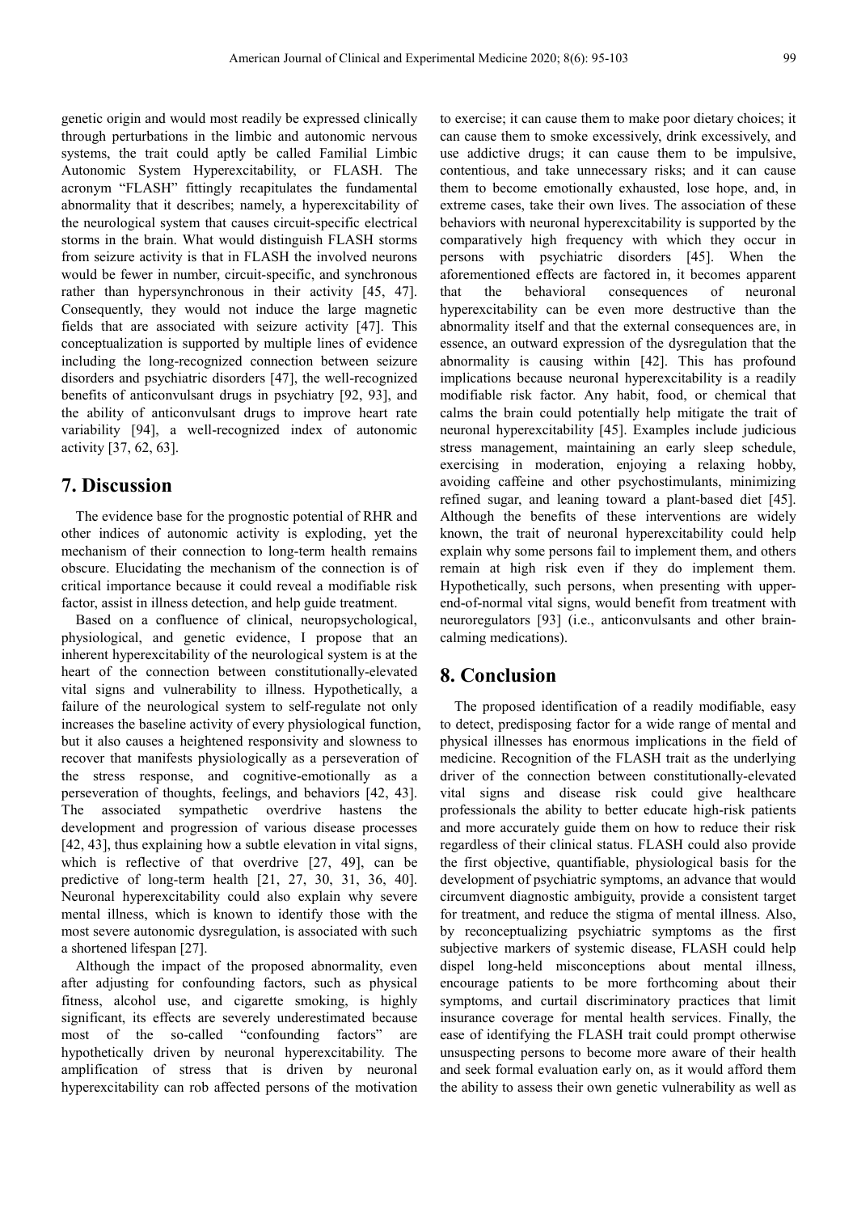genetic origin and would most readily be expressed clinically through perturbations in the limbic and autonomic nervous systems, the trait could aptly be called Familial Limbic Autonomic System Hyperexcitability, or FLASH. The acronym "FLASH" fittingly recapitulates the fundamental abnormality that it describes; namely, a hyperexcitability of the neurological system that causes circuit-specific electrical storms in the brain. What would distinguish FLASH storms from seizure activity is that in FLASH the involved neurons would be fewer in number, circuit-specific, and synchronous rather than hypersynchronous in their activity [45, 47]. Consequently, they would not induce the large magnetic fields that are associated with seizure activity [47]. This conceptualization is supported by multiple lines of evidence including the long-recognized connection between seizure disorders and psychiatric disorders [47], the well-recognized benefits of anticonvulsant drugs in psychiatry [92, 93], and the ability of anticonvulsant drugs to improve heart rate variability [94], a well-recognized index of autonomic activity [37, 62, 63].

# 7. Discussion

The evidence base for the prognostic potential of RHR and other indices of autonomic activity is exploding, yet the mechanism of their connection to long-term health remains obscure. Elucidating the mechanism of the connection is of critical importance because it could reveal a modifiable risk factor, assist in illness detection, and help guide treatment.

Based on a confluence of clinical, neuropsychological, physiological, and genetic evidence, I propose that an inherent hyperexcitability of the neurological system is at the heart of the connection between constitutionally-elevated vital signs and vulnerability to illness. Hypothetically, a failure of the neurological system to self-regulate not only increases the baseline activity of every physiological function, but it also causes a heightened responsivity and slowness to recover that manifests physiologically as a perseveration of the stress response, and cognitive-emotionally as a perseveration of thoughts, feelings, and behaviors [42, 43]. The associated sympathetic overdrive hastens the development and progression of various disease processes [42, 43], thus explaining how a subtle elevation in vital signs, which is reflective of that overdrive [27, 49], can be predictive of long-term health [21, 27, 30, 31, 36, 40]. Neuronal hyperexcitability could also explain why severe mental illness, which is known to identify those with the most severe autonomic dysregulation, is associated with such a shortened lifespan [27].

Although the impact of the proposed abnormality, even after adjusting for confounding factors, such as physical fitness, alcohol use, and cigarette smoking, is highly significant, its effects are severely underestimated because most of the so-called "confounding factors" are hypothetically driven by neuronal hyperexcitability. The amplification of stress that is driven by neuronal hyperexcitability can rob affected persons of the motivation to exercise; it can cause them to make poor dietary choices; it can cause them to smoke excessively, drink excessively, and use addictive drugs; it can cause them to be impulsive, contentious, and take unnecessary risks; and it can cause them to become emotionally exhausted, lose hope, and, in extreme cases, take their own lives. The association of these behaviors with neuronal hyperexcitability is supported by the comparatively high frequency with which they occur in persons with psychiatric disorders [45]. When the aforementioned effects are factored in, it becomes apparent that the behavioral consequences of neuronal hyperexcitability can be even more destructive than the abnormality itself and that the external consequences are, in essence, an outward expression of the dysregulation that the abnormality is causing within [42]. This has profound implications because neuronal hyperexcitability is a readily modifiable risk factor. Any habit, food, or chemical that calms the brain could potentially help mitigate the trait of neuronal hyperexcitability [45]. Examples include judicious stress management, maintaining an early sleep schedule, exercising in moderation, enjoying a relaxing hobby, avoiding caffeine and other psychostimulants, minimizing refined sugar, and leaning toward a plant-based diet [45]. Although the benefits of these interventions are widely known, the trait of neuronal hyperexcitability could help explain why some persons fail to implement them, and others remain at high risk even if they do implement them. Hypothetically, such persons, when presenting with upper-end-of-normal vital signs, would benefit from treatment with neuroregulators [93] (i.e., anticonvulsants and other brain-calming medications).

# 8. Conclusion

The proposed identification of a readily modifiable, easy to detect, predisposing factor for a wide range of mental and physical illnesses has enormous implications in the field of medicine. Recognition of the FLASH trait as the underlying driver of the connection between constitutionally-elevated vital signs and disease risk could give healthcare professionals the ability to better educate high-risk patients and more accurately guide them on how to reduce their risk regardless of their clinical status. FLASH could also provide the first objective, quantifiable, physiological basis for the development of psychiatric symptoms, an advance that would circumvent diagnostic ambiguity, provide a consistent target for treatment, and reduce the stigma of mental illness. Also, by reconceptualizing psychiatric symptoms as the first subjective markers of systemic disease, FLASH could help dispel long-held misconceptions about mental illness, encourage patients to be more forthcoming about their symptoms, and curtail discriminatory practices that limit insurance coverage for mental health services. Finally, the ease of identifying the FLASH trait could prompt otherwise unsuspecting persons to become more aware of their health and seek formal evaluation early on, as it would afford them the ability to assess their own genetic vulnerability as well as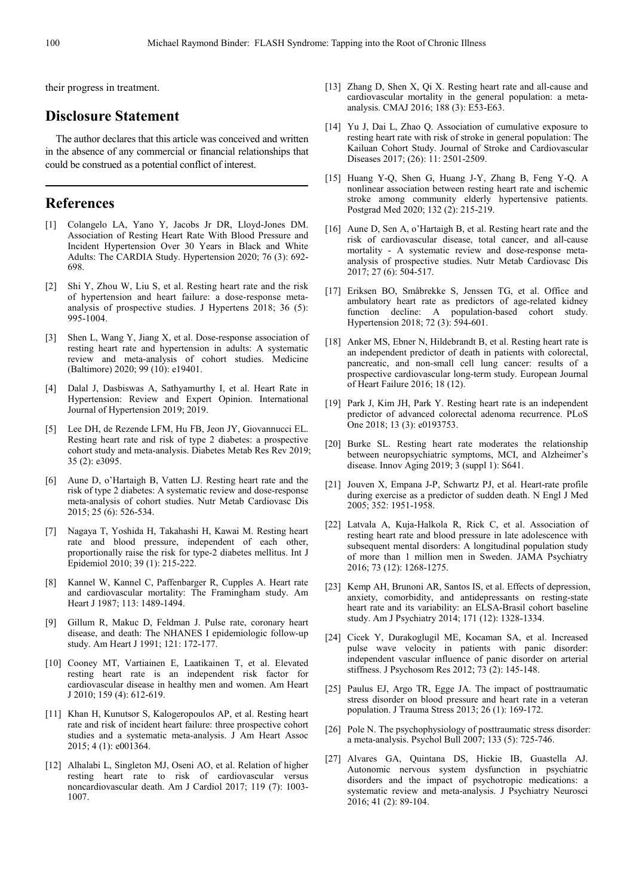their progress in treatment.

## Disclosure Statement

The author declares that this article was conceived and written in the absence of any commercial or financial relationships that could be construed as a potential conflict of interest.

## References

[1] Colangelo LA, Yano Y, Jacobs Jr DR, Lloyd-Jones DM. Association of Resting Heart Rate With Blood Pressure and Incident Hypertension Over 30 Years in Black and White Adults: The CARDIA Study. Hypertension 2020; 76 (3): 692-698.

[2] Shi Y, Zhou W, Liu S, et al. Resting heart rate and the risk of hypertension and heart failure: a dose-response meta-analysis of prospective studies. J Hypertens 2018; 36 (5): 995-1004.

[3] Shen L, Wang Y, Jiang X, et al. Dose-response association of resting heart rate and hypertension in adults: A systematic review and meta-analysis of cohort studies. Medicine (Baltimore) 2020; 99 (10): e19401.

[4] Dalal J, Dasbiswas A, Sathyamurthy I, et al. Heart Rate in Hypertension: Review and Expert Opinion. International Journal of Hypertension 2019; 2019.

[5] Lee DH, de Rezende LFM, Hu FB, Jeon JY, Giovannucci EL. Resting heart rate and risk of type 2 diabetes: a prospective cohort study and meta-analysis. Diabetes Metab Res Rev 2019; 35 (2): e3095.

[6] Aune D, o'Hartaigh B, Vatten LJ. Resting heart rate and the risk of type 2 diabetes: A systematic review and dose-response meta-analysis of cohort studies. Nutr Metab Cardiovasc Dis 2015; 25 (6): 526-534.

[7] Nagaya T, Yoshida H, Takahashi H, Kawai M. Resting heart rate and blood pressure, independent of each other, proportionally raise the risk for type-2 diabetes mellitus. Int J Epidemiol 2010; 39 (1): 215-222.

[8] Kannel W, Kannel C, Paffenbarger R, Cupples A. Heart rate and cardiovascular mortality: The Framingham study. Am Heart J 1987; 113: 1489-1494.

[9] Gillum R, Makuc D, Feldman J. Pulse rate, coronary heart disease, and death: The NHANES I epidemiologic follow-up study. Am Heart J 1991; 121: 172-177.

[10] Cooney MT, Vartiainen E, Laatikainen T, et al. Elevated resting heart rate is an independent risk factor for cardiovascular disease in healthy men and women. Am Heart J 2010; 159 (4): 612-619.

[11] Khan H, Kunutsor S, Kalogeropoulos AP, et al. Resting heart rate and risk of incident heart failure: three prospective cohort studies and a systematic meta-analysis. J Am Heart Assoc 2015; 4 (1): e001364.

[12] Alhalabi L, Singleton MJ, Oseni AO, et al. Relation of higher resting heart rate to risk of cardiovascular versus noncardiovascular death. Am J Cardiol 2017; 119 (7): 1003-1007.

[13] Zhang D, Shen X, Qi X. Resting heart rate and all-cause and cardiovascular mortality in the general population: a meta-analysis. CMAJ 2016; 188 (3): E53-E63.

[14] Yu J, Dai L, Zhao Q. Association of cumulative exposure to resting heart rate with risk of stroke in general population: The Kailuan Cohort Study. Journal of Stroke and Cardiovascular Diseases 2017; (26): 11: 2501-2509.

[15] Huang Y-Q, Shen G, Huang J-Y, Zhang B, Feng Y-Q. A nonlinear association between resting heart rate and ischemic stroke among community elderly hypertensive patients. Postgrad Med 2020; 132 (2): 215-219.

[16] Aune D, Sen A, o'Hartaigh B, et al. Resting heart rate and the risk of cardiovascular disease, total cancer, and all-cause mortality - A systematic review and dose-response meta-analysis of prospective studies. Nutr Metab Cardiovasc Dis 2017; 27 (6): 504-517.

[17] Eriksen BO, Småbrekke S, Jenssen TG, et al. Office and ambulatory heart rate as predictors of age-related kidney function decline: A population-based cohort study. Hypertension 2018; 72 (3): 594-601.

[18] Anker MS, Ebner N, Hildebrandt B, et al. Resting heart rate is an independent predictor of death in patients with colorectal, pancreatic, and non-small cell lung cancer: results of a prospective cardiovascular long-term study. European Journal of Heart Failure 2016; 18 (12).

[19] Park J, Kim JH, Park Y. Resting heart rate is an independent predictor of advanced colorectal adenoma recurrence. PLoS One 2018; 13 (3): e0193753.

[20] Burke SL. Resting heart rate moderates the relationship between neuropsychiatric symptoms, MCI, and Alzheimer's disease. Innov Aging 2019; 3 (suppl 1): S641.

[21] Jouven X, Empana J-P, Schwartz PJ, et al. Heart-rate profile during exercise as a predictor of sudden death. N Engl J Med 2005; 352: 1951-1958.

[22] Latvala A, Kuja-Halkola R, Rick C, et al. Association of resting heart rate and blood pressure in late adolescence with subsequent mental disorders: A longitudinal population study of more than 1 million men in Sweden. JAMA Psychiatry 2016; 73 (12): 1268-1275.

[23] Kemp AH, Brunoni AR, Santos IS, et al. Effects of depression, anxiety, comorbidity, and antidepressants on resting-state heart rate and its variability: an ELSA-Brasil cohort baseline study. Am J Psychiatry 2014; 171 (12): 1328-1334.

[24] Cicek Y, Durakoglugil ME, Kocaman SA, et al. Increased pulse wave velocity in patients with panic disorder: independent vascular influence of panic disorder on arterial stiffness. J Psychosom Res 2012; 73 (2): 145-148.

[25] Paulus EJ, Argo TR, Egge JA. The impact of posttraumatic stress disorder on blood pressure and heart rate in a veteran population. J Trauma Stress 2013; 26 (1): 169-172.

[26] Pole N. The psychophysiology of posttraumatic stress disorder: a meta-analysis. Psychol Bull 2007; 133 (5): 725-746.

[27] Alvares GA, Quintana DS, Hickie IB, Guastella AJ. Autonomic nervous system dysfunction in psychiatric disorders and the impact of psychotropic medications: a systematic review and meta-analysis. J Psychiatry Neurosci 2016; 41 (2): 89-104.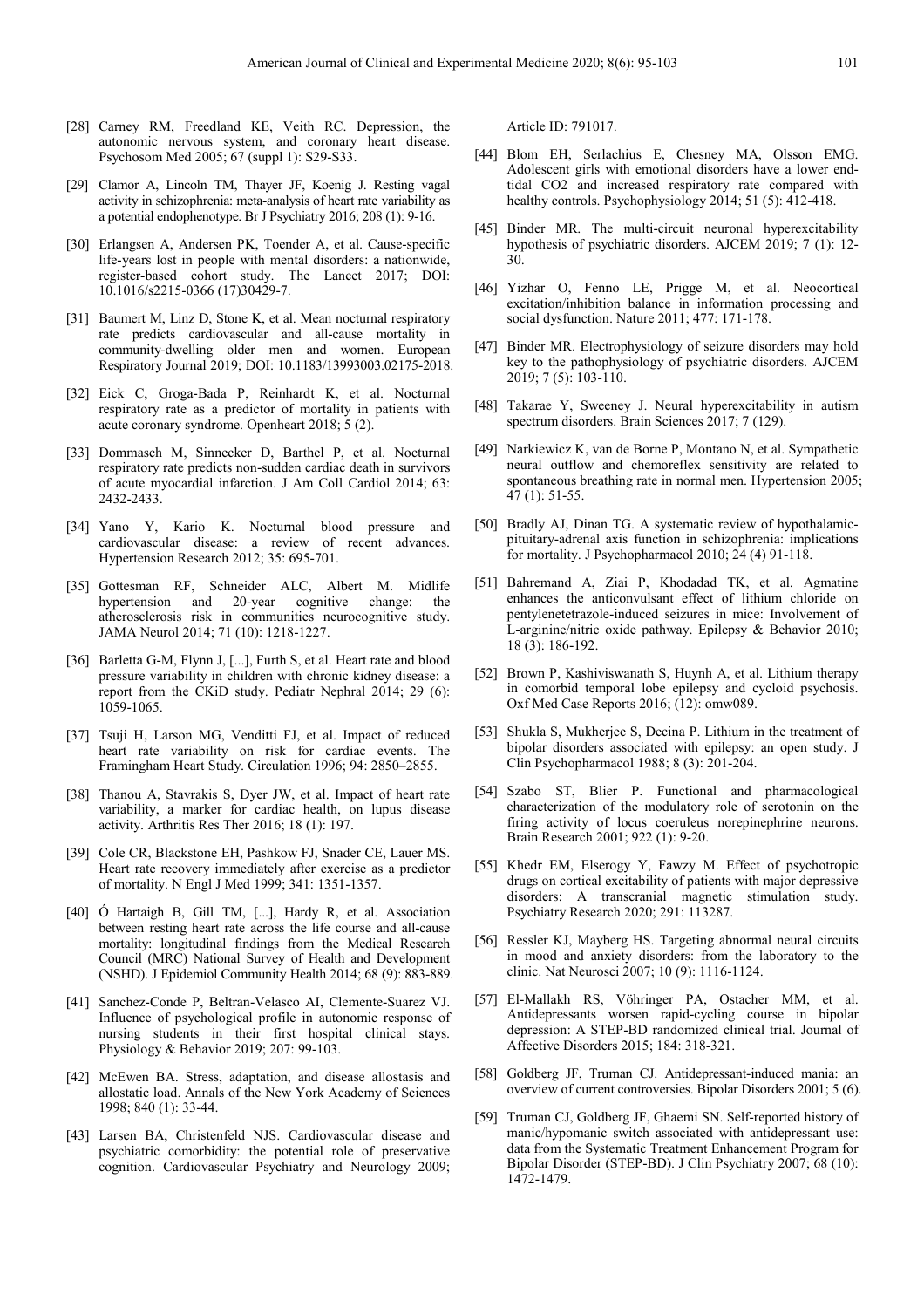- [28] Carney RM, Freedland KE, Veith RC. Depression, the autonomic nervous system, and coronary heart disease. Psychosom Med 2005; 67 (suppl 1): S29-S33.
- [29] Clamor A, Lincoln TM, Thayer JF, Koenig J. Resting vagal activity in schizophrenia: meta-analysis of heart rate variability as a potential endophenotype. Br J Psychiatry 2016; 208 (1): 9-16.
- [30] Erlangsen A, Andersen PK, Toender A, et al. Cause-specific life-years lost in people with mental disorders: a nationwide, register-based cohort study. The Lancet 2017; DOI: 10.1016/s2215-0366 (17)30429-7.
- [31] Baumert M, Linz D, Stone K, et al. Mean nocturnal respiratory rate predicts cardiovascular and all-cause mortality in community-dwelling older men and women. European Respiratory Journal 2019; DOI: 10.1183/13993003.02175-2018.
- [32] Eick C, Groga-Bada P, Reinhardt K, et al. Nocturnal respiratory rate as a predictor of mortality in patients with acute coronary syndrome. Openheart 2018; 5 (2).
- [33] Dommasch M, Sinnecker D, Barthel P, et al. Nocturnal respiratory rate predicts non-sudden cardiac death in survivors of acute myocardial infarction. J Am Coll Cardiol 2014; 63: 2432-2433.
- [34] Yano Y, Kario K. Nocturnal blood pressure and cardiovascular disease: a review of recent advances. Hypertension Research 2012; 35: 695-701.
- [35] Gottesman RF, Schneider ALC, Albert M. Midlife hypertension and 20-year cognitive change: the atherosclerosis risk in communities neurocognitive study. JAMA Neurol 2014; 71 (10): 1218-1227.
- [36] Barletta G-M, Flynn J, [...], Furth S, et al. Heart rate and blood pressure variability in children with chronic kidney disease: a report from the CKiD study. Pediatr Nephral 2014; 29 (6): 1059-1065.
- [37] Tsuji H, Larson MG, Venditti FJ, et al. Impact of reduced heart rate variability on risk for cardiac events. The Framingham Heart Study. Circulation 1996; 94: 2850–2855.
- [38] Thanou A, Stavrakis S, Dyer JW, et al. Impact of heart rate variability, a marker for cardiac health, on lupus disease activity. Arthritis Res Ther 2016; 18 (1): 197.
- [39] Cole CR, Blackstone EH, Pashkow FJ, Snader CE, Lauer MS. Heart rate recovery immediately after exercise as a predictor of mortality. N Engl J Med 1999; 341: 1351-1357.
- [40] Ó Hartaigh B, Gill TM, [...], Hardy R, et al. Association between resting heart rate across the life course and all-cause mortality: longitudinal findings from the Medical Research Council (MRC) National Survey of Health and Development (NSHD). J Epidemiol Community Health 2014; 68 (9): 883-889.
- [41] Sanchez-Conde P, Beltran-Velasco AI, Clemente-Suarez VJ. Influence of psychological profile in autonomic response of nursing students in their first hospital clinical stays. Physiology & Behavior 2019; 207: 99-103.
- [42] McEwen BA. Stress, adaptation, and disease allostasis and allostatic load. Annals of the New York Academy of Sciences 1998; 840 (1): 33-44.
- [43] Larsen BA, Christenfeld NJS. Cardiovascular disease and psychiatric comorbidity: the potential role of preservative cognition. Cardiovascular Psychiatry and Neurology 2009; Article ID: 791017.
- [44] Blom EH, Serlachius E, Chesney MA, Olsson EMG. Adolescent girls with emotional disorders have a lower end-tidal CO2 and increased respiratory rate compared with healthy controls. Psychophysiology 2014; 51 (5): 412-418.
- [45] Binder MR. The multi-circuit neuronal hyperexcitability hypothesis of psychiatric disorders. AJCEM 2019; 7 (1): 12-30.
- [46] Yizhar O, Fenno LE, Prigge M, et al. Neocortical excitation/inhibition balance in information processing and social dysfunction. Nature 2011; 477: 171-178.
- [47] Binder MR. Electrophysiology of seizure disorders may hold key to the pathophysiology of psychiatric disorders. AJCEM 2019; 7 (5): 103-110.
- [48] Takarae Y, Sweeney J. Neural hyperexcitability in autism spectrum disorders. Brain Sciences 2017; 7 (129).
- [49] Narkiewicz K, van de Borne P, Montano N, et al. Sympathetic neural outflow and chemoreflex sensitivity are related to spontaneous breathing rate in normal men. Hypertension 2005; 47 (1): 51-55.
- [50] Bradly AJ, Dinan TG. A systematic review of hypothalamic-pituitary-adrenal axis function in schizophrenia: implications for mortality. J Psychopharmacol 2010; 24 (4) 91-118.
- [51] Bahremand A, Ziai P, Khodadad TK, et al. Agmatine enhances the anticonvulsant effect of lithium chloride on pentylenetetrazole-induced seizures in mice: Involvement of L-arginine/nitric oxide pathway. Epilepsy & Behavior 2010; 18 (3): 186-192.
- [52] Brown P, Kashiviswanath S, Huynh A, et al. Lithium therapy in comorbid temporal lobe epilepsy and cycloid psychosis. Oxf Med Case Reports 2016; (12): omw089.
- [53] Shukla S, Mukherjee S, Decina P. Lithium in the treatment of bipolar disorders associated with epilepsy: an open study. J Clin Psychopharmacol 1988; 8 (3): 201-204.
- [54] Szabo ST, Blier P. Functional and pharmacological characterization of the modulatory role of serotonin on the firing activity of locus coeruleus norepinephrine neurons. Brain Research 2001; 922 (1): 9-20.
- [55] Khedr EM, Elserogy Y, Fawzy M. Effect of psychotropic drugs on cortical excitability of patients with major depressive disorders: A transcranial magnetic stimulation study. Psychiatry Research 2020; 291: 113287.
- [56] Ressler KJ, Mayberg HS. Targeting abnormal neural circuits in mood and anxiety disorders: from the laboratory to the clinic. Nat Neurosci 2007; 10 (9): 1116-1124.
- [57] El-Mallakh RS, Vöhringer PA, Ostacher MM, et al. Antidepressants worsen rapid-cycling course in bipolar depression: A STEP-BD randomized clinical trial. Journal of Affective Disorders 2015; 184: 318-321.
- [58] Goldberg JF, Truman CJ. Antidepressant-induced mania: an overview of current controversies. Bipolar Disorders 2001; 5 (6).
- [59] Truman CJ, Goldberg JF, Ghaemi SN. Self-reported history of manic/hypomanic switch associated with antidepressant use: data from the Systematic Treatment Enhancement Program for Bipolar Disorder (STEP-BD). J Clin Psychiatry 2007; 68 (10): 1472-1479.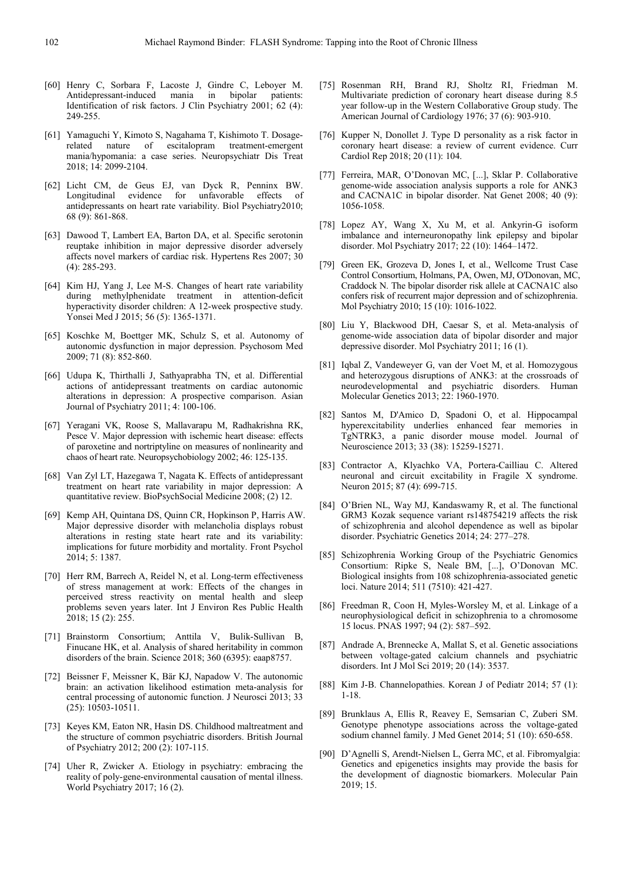[60] Henry C, Sorbara F, Lacoste J, Gindre C, Leboyer M. Antidepressant-induced mania in bipolar patients: Identification of risk factors. J Clin Psychiatry 2001; 62 (4): 249-255.

[61] Yamaguchi Y, Kimoto S, Nagahama T, Kishimoto T. Dosage-related nature of escitalopram treatment-emergent mania/hypomania: a case series. Neuropsychiatr Dis Treat 2018; 14: 2099-2104.

[62] Licht CM, de Geus EJ, van Dyck R, Penninx BW. Longitudinal evidence for unfavorable effects of antidepressants on heart rate variability. Biol Psychiatry2010; 68 (9): 861-868.

[63] Dawood T, Lambert EA, Barton DA, et al. Specific serotonin reuptake inhibition in major depressive disorder adversely affects novel markers of cardiac risk. Hypertens Res 2007; 30 (4): 285-293.

[64] Kim HJ, Yang J, Lee M-S. Changes of heart rate variability during methylphenidate treatment in attention-deficit hyperactivity disorder children: A 12-week prospective study. Yonsei Med J 2015; 56 (5): 1365-1371.

[65] Koschke M, Boettger MK, Schulz S, et al. Autonomy of autonomic dysfunction in major depression. Psychosom Med 2009; 71 (8): 852-860.

[66] Udupa K, Thirthalli J, Sathyaprabha TN, et al. Differential actions of antidepressant treatments on cardiac autonomic alterations in depression: A prospective comparison. Asian Journal of Psychiatry 2011; 4: 100-106.

[67] Yeragani VK, Roose S, Mallavarapu M, Radhakrishna RK, Pesce V. Major depression with ischemic heart disease: effects of paroxetine and nortriptyline on measures of nonlinearity and chaos of heart rate. Neuropsychobiology 2002; 46: 125-135.

[68] Van Zyl LT, Hazegawa T, Nagata K. Effects of antidepressant treatment on heart rate variability in major depression: A quantitative review. BioPsychSocial Medicine 2008; (2) 12.

[69] Kemp AH, Quintana DS, Quinn CR, Hopkinson P, Harris AW. Major depressive disorder with melancholia displays robust alterations in resting state heart rate and its variability: implications for future morbidity and mortality. Front Psychol 2014; 5: 1387.

[70] Herr RM, Barrech A, Reidel N, et al. Long-term effectiveness of stress management at work: Effects of the changes in perceived stress reactivity on mental health and sleep problems seven years later. Int J Environ Res Public Health 2018; 15 (2): 255.

[71] Brainstorm Consortium; Anttila V, Bulik-Sullivan B, Finucane HK, et al. Analysis of shared heritability in common disorders of the brain. Science 2018; 360 (6395): eaap8757.

[72] Beissner F, Meissner K, Bär KJ, Napadow V. The autonomic brain: an activation likelihood estimation meta-analysis for central processing of autonomic function. J Neurosci 2013; 33 (25): 10503-10511.

[73] Keyes KM, Eaton NR, Hasin DS. Childhood maltreatment and the structure of common psychiatric disorders. British Journal of Psychiatry 2012; 200 (2): 107-115.

[74] Uher R, Zwicker A. Etiology in psychiatry: embracing the reality of poly-gene-environmental causation of mental illness. World Psychiatry 2017; 16 (2).

[75] Rosenman RH, Brand RJ, Sholtz RI, Friedman M. Multivariate prediction of coronary heart disease during 8.5 year follow-up in the Western Collaborative Group study. The American Journal of Cardiology 1976; 37 (6): 903-910.

[76] Kupper N, Donollet J. Type D personality as a risk factor in coronary heart disease: a review of current evidence. Curr Cardiol Rep 2018; 20 (11): 104.

[77] Ferreira, MAR, O'Donovan MC, [...], Sklar P. Collaborative genome-wide association analysis supports a role for ANK3 and CACNA1C in bipolar disorder. Nat Genet 2008; 40 (9): 1056-1058.

[78] Lopez AY, Wang X, Xu M, et al. Ankyrin-G isoform imbalance and interneuronopathy link epilepsy and bipolar disorder. Mol Psychiatry 2017; 22 (10): 1464–1472.

[79] Green EK, Grozeva D, Jones I, et al., Wellcome Trust Case Control Consortium, Holmans, PA, Owen, MJ, O'Donovan, MC, Craddock N. The bipolar disorder risk allele at CACNA1C also confers risk of recurrent major depression and of schizophrenia. Mol Psychiatry 2010; 15 (10): 1016-1022.

[80] Liu Y, Blackwood DH, Caesar S, et al. Meta-analysis of genome-wide association data of bipolar disorder and major depressive disorder. Mol Psychiatry 2011; 16 (1).

[81] Iqbal Z, Vandeweyer G, van der Voet M, et al. Homozygous and heterozygous disruptions of ANK3: at the crossroads of neurodevelopmental and psychiatric disorders. Human Molecular Genetics 2013; 22: 1960-1970.

[82] Santos M, D'Amico D, Spadoni O, et al. Hippocampal hyperexcitability underlies enhanced fear memories in TgNTRK3, a panic disorder mouse model. Journal of Neuroscience 2013; 33 (38): 15259-15271.

[83] Contractor A, Klyachko VA, Portera-Cailliau C. Altered neuronal and circuit excitability in Fragile X syndrome. Neuron 2015; 87 (4): 699-715.

[84] O'Brien NL, Way MJ, Kandaswamy R, et al. The functional GRM3 Kozak sequence variant rs148754219 affects the risk of schizophrenia and alcohol dependence as well as bipolar disorder. Psychiatric Genetics 2014; 24: 277–278.

[85] Schizophrenia Working Group of the Psychiatric Genomics Consortium: Ripke S, Neale BM, [...], O'Donovan MC. Biological insights from 108 schizophrenia-associated genetic loci. Nature 2014; 511 (7510): 421-427.

[86] Freedman R, Coon H, Myles-Worsley M, et al. Linkage of a neurophysiological deficit in schizophrenia to a chromosome 15 locus. PNAS 1997; 94 (2): 587–592.

[87] Andrade A, Brennecke A, Mallat S, et al. Genetic associations between voltage-gated calcium channels and psychiatric disorders. Int J Mol Sci 2019; 20 (14): 3537.

[88] Kim J-B. Channelopathies. Korean J of Pediatr 2014; 57 (1): 1-18.

[89] Brunklaus A, Ellis R, Reavey E, Semsarian C, Zuberi SM. Genotype phenotype associations across the voltage-gated sodium channel family. J Med Genet 2014; 51 (10): 650-658.

[90] D'Agnelli S, Arendt-Nielsen L, Gerra MC, et al. Fibromyalgia: Genetics and epigenetics insights may provide the basis for the development of diagnostic biomarkers. Molecular Pain 2019; 15.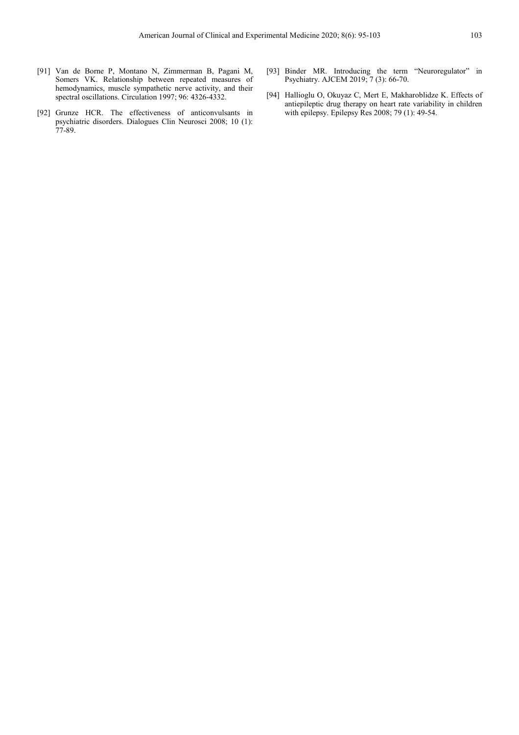[91] Van de Borne P, Montano N, Zimmerman B, Pagani M, Somers VK. Relationship between repeated measures of hemodynamics, muscle sympathetic nerve activity, and their spectral oscillations. Circulation 1997; 96: 4326-4332.

[92] Grunze HCR. The effectiveness of anticonvulsants in psychiatric disorders. Dialogues Clin Neurosci 2008; 10 (1): 77-89.

[93] Binder MR. Introducing the term "Neuroregulator" in Psychiatry. AJCEM 2019; 7 (3): 66-70.

[94] Hallioglu O, Okuyaz C, Mert E, Makharoblidze K. Effects of antiepileptic drug therapy on heart rate variability in children with epilepsy. Epilepsy Res 2008; 79 (1): 49-54.